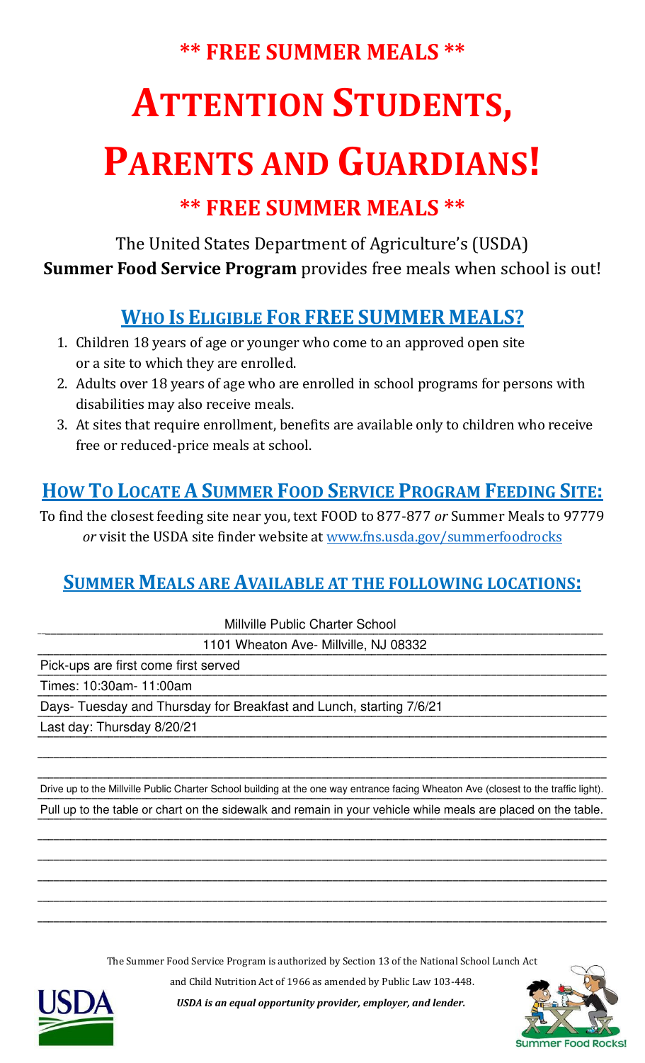**\*\* FREE SUMMER MEALS \*\***

# ATTENTION STUDENTS, PARENTS AND GUARDIANS!

**\*\* FREE SUMMER MEALS \*\***

The United States Department of Agriculture's (USDA) **Summer Food Service Program** provides free meals when school is out!

## WHO IS ELIGIBLE FOR FREE SUMMER MEALS?

1. Children 18 years of age or younger who come to an approved open site or a site to which they are enrolled.
2. Adults over 18 years of age who are enrolled in school programs for persons with disabilities may also receive meals.
3. At sites that require enrollment, benefits are available only to children who receive free or reduced-price meals at school.

## HOW TO LOCATE A SUMMER FOOD SERVICE PROGRAM FEEDING SITE:

To find the closest feeding site near you, text FOOD to 877-877 *or* Summer Meals to 97779 *or* visit the USDA site finder website at www.fns.usda.gov/summerfoodrocks

## SUMMER MEALS ARE AVAILABLE AT THE FOLLOWING LOCATIONS:

Millville Public Charter School

1101 Wheaton Ave- Millville, NJ 08332

Pick-ups are first come first served

Times: 10:30am- 11:00am

Days- Tuesday and Thursday for Breakfast and Lunch, starting 7/6/21

Last day: Thursday 8/20/21

Drive up to the Millville Public Charter School building at the one way entrance facing Wheaton Ave (closest to the traffic light).

Pull up to the table or chart on the sidewalk and remain in your vehicle while meals are placed on the table.

The Summer Food Service Program is authorized by Section 13 of the National School Lunch Act and Child Nutrition Act of 1966 as amended by Public Law 103-448.

***USDA is an equal opportunity provider, employer, and lender.***

USDA

Summer Food Rocks!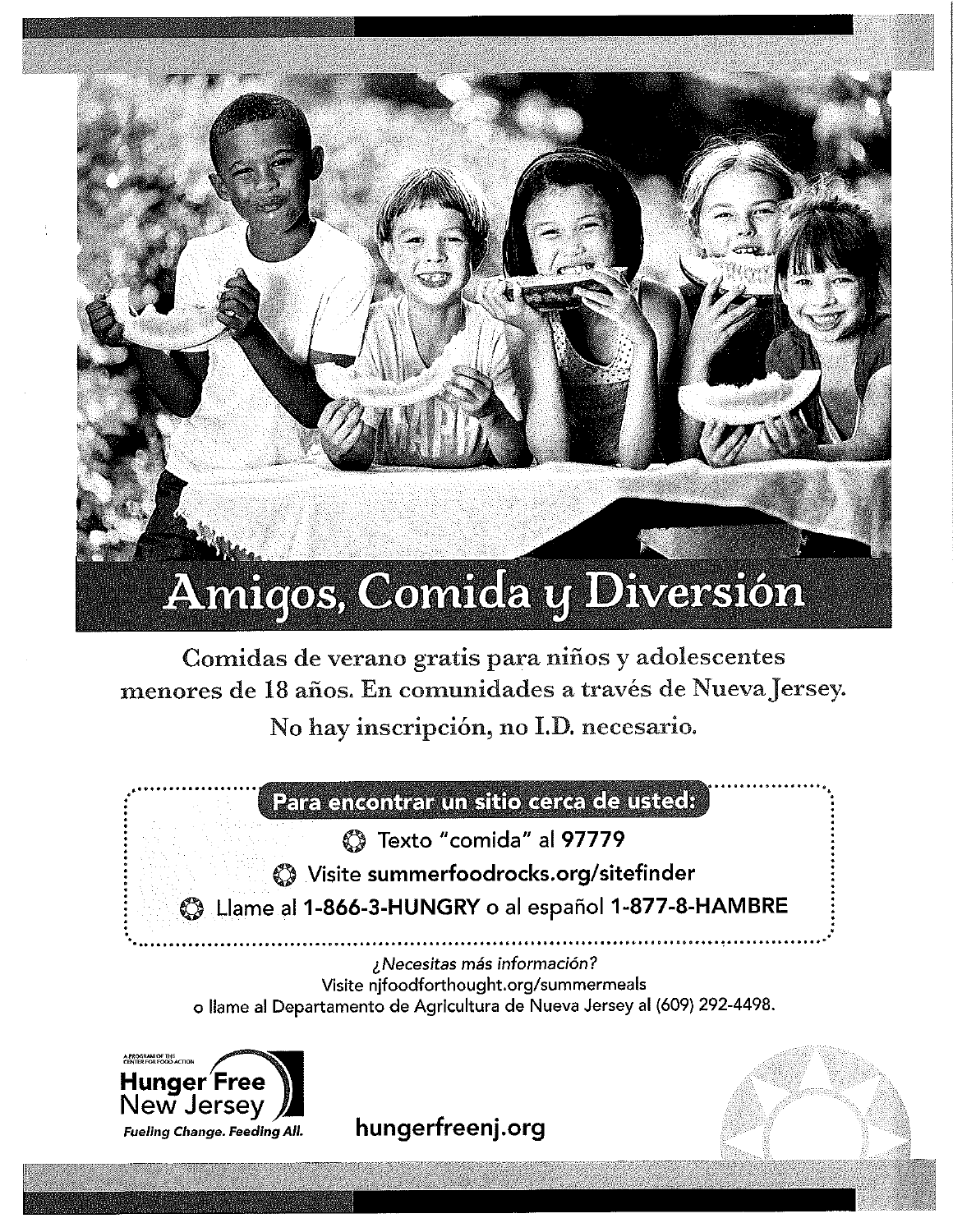# Amigos, Comida y Diversión

Comidas de verano gratis para niños y adolescentes menores de 18 años. En comunidades a través de Nueva Jersey.

No hay inscripción, no I.D. necesario.

**Para encontrar un sitio cerca de usted:**

- Texto "comida" al **97779**
- Visite **summerfoodrocks.org/sitefinder**
- Llame al **1-866-3-HUNGRY** o al español **1-877-8-HAMBRE**

*¿Necesitas más información?*
Visite njfoodforthought.org/summermeals
o llame al Departamento de Agricultura de Nueva Jersey al (609) 292-4498.

A PROGRAM OF THE CENTER FOR FOOD ACTION
**Hunger Free New Jersey**
*Fueling Change. Feeding All.*

**hungerfreenj.org**